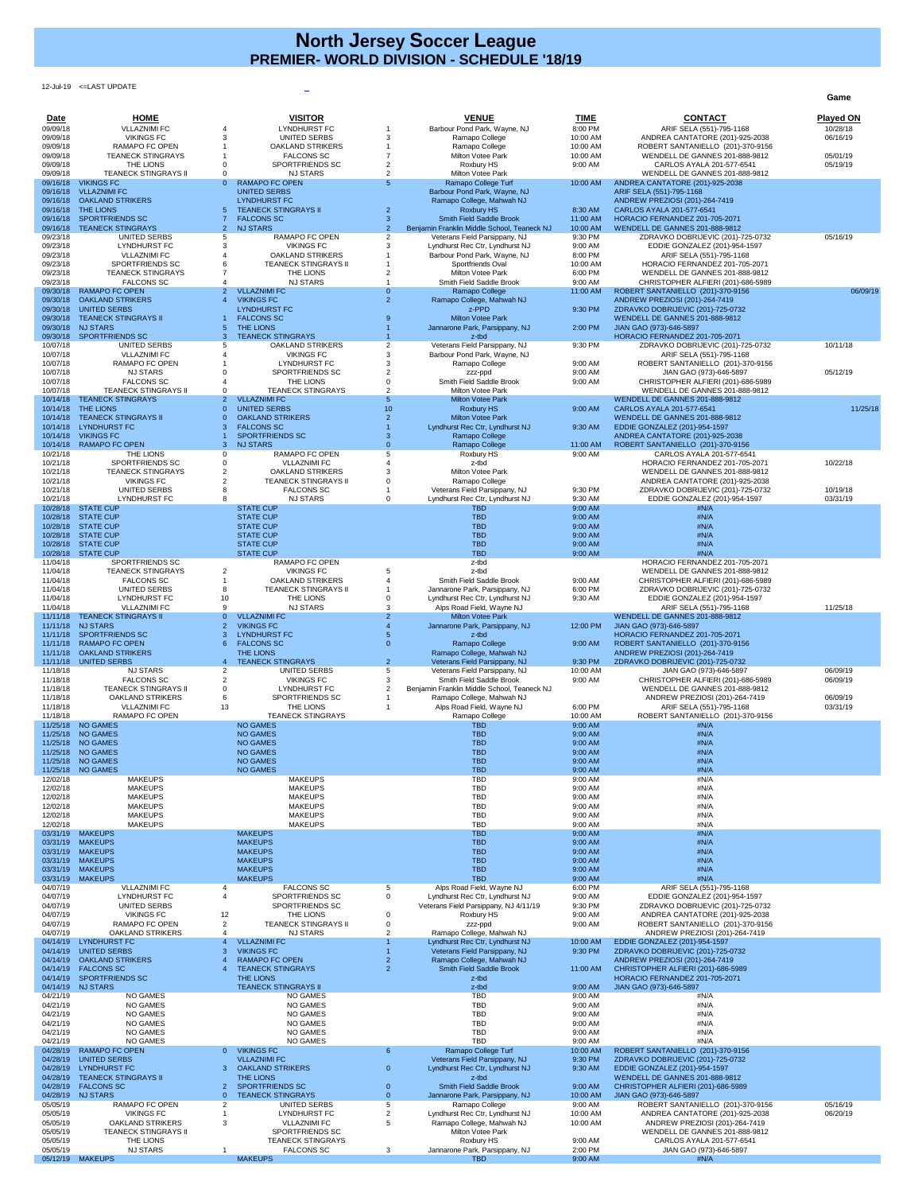# North Jersey Soccer League

## PREMIER- WORLD DIVISION - SCHEDULE '18/19

12-Jul-19 <=LAST UPDATE

| Date | HOME | | VISITOR | | VENUE | TIME | CONTACT | Game Played ON |
|---|---|---|---|---|---|---|---|---|
| 09/09/18 | VLLAZNIMI FC | 4 | LYNDHURST FC | 1 | Barbour Pond Park, Wayne, NJ | 8:00 PM | ARIF SELA (551)-795-1168 | 10/28/18 |
| 09/09/18 | VIKINGS FC | 3 | UNITED SERBS | 3 | Ramapo College | 10:00 AM | ANDREA CANTATORE (201)-925-2038 | 06/16/19 |
| 09/09/18 | RAMAPO FC OPEN | 1 | OAKLAND STRIKERS | 1 | Ramapo College | 10:00 AM | ROBERT SANTANIELLO (201)-370-9156 | |
| 09/09/18 | TEANECK STINGRAYS | 1 | FALCONS SC | 7 | Milton Votee Park | 10:00 AM | WENDELL DE GANNES 201-888-9812 | 05/01/19 |
| 09/09/18 | THE LIONS | 0 | SPORTFRIENDS SC | 2 | Roxbury HS | 9:00 AM | CARLOS AYALA 201-577-6541 | 05/19/19 |
| 09/09/18 | TEANECK STINGRAYS II | 0 | NJ STARS | 2 | Milton Votee Park | | WENDELL DE GANNES 201-888-9812 | |
| 09/16/18 | VIKINGS FC | 0 | RAMAPO FC OPEN | 5 | Ramapo College Turf | 10:00 AM | ANDREA CANTATORE (201)-925-2038 | |
| 09/16/18 | VLLAZNIMI FC | | UNITED SERBS | | Barbour Pond Park, Wayne, NJ | | ARIF SELA (551)-795-1168 | |
| 09/16/18 | OAKLAND STRIKERS | | LYNDHURST FC | | Ramapo College, Mahwah NJ | | ANDREW PREZIOSI (201)-264-7419 | |
| 09/16/18 | THE LIONS | 5 | TEANECK STINGRAYS II | 2 | Roxbury HS | 8:30 AM | CARLOS AYALA 201-577-6541 | |
| 09/16/18 | SPORTFRIENDS SC | 7 | FALCONS SC | 3 | Smith Field Saddle Brook | 11:00 AM | HORACIO FERNANDEZ 201-705-2071 | |
| 09/16/18 | TEANECK STINGRAYS | 2 | NJ STARS | 2 | Benjamin Franklin Middle School, Teaneck NJ | 10:00 AM | WENDELL DE GANNES 201-888-9812 | |
| 09/23/18 | UNITED SERBS | 5 | RAMAPO FC OPEN | 2 | Veterans Field Parsippany, NJ | 9:30 PM | ZDRAVKO DOBRIJEVIC (201)-725-0732 | 05/16/19 |
| 09/23/18 | LYNDHURST FC | 3 | VIKINGS FC | 3 | Lyndhurst Rec Ctr, Lyndhurst NJ | 9:00 AM | EDDIE GONZALEZ (201)-954-1597 | |
| 09/23/18 | VLLAZNIMI FC | 4 | OAKLAND STRIKERS | 1 | Barbour Pond Park, Wayne, NJ | 8:00 PM | ARIF SELA (551)-795-1168 | |
| 09/23/18 | SPORTFRIENDS SC | 6 | TEANECK STINGRAYS II | 1 | Sportfriends Oval | 10:00 AM | HORACIO FERNANDEZ 201-705-2071 | |
| 09/23/18 | TEANECK STINGRAYS | 7 | THE LIONS | 2 | Milton Votee Park | 6:00 PM | WENDELL DE GANNES 201-888-9812 | |
| 09/23/18 | FALCONS SC | 4 | NJ STARS | 1 | Smith Field Saddle Brook | 9:00 AM | CHRISTOPHER ALFIERI (201)-686-5989 | |
| 09/30/18 | RAMAPO FC OPEN | 2 | VLLAZNIMI FC | 0 | Ramapo College | 11:00 AM | ROBERT SANTANIELLO (201)-370-9156 | 06/09/19 |
| 09/30/18 | OAKLAND STRIKERS | 4 | VIKINGS FC | 2 | Ramapo College, Mahwah NJ | | ANDREW PREZIOSI (201)-264-7419 | |
| 09/30/18 | UNITED SERBS | | LYNDHURST FC | | z-PPD | 9:30 PM | ZDRAVKO DOBRIJEVIC (201)-725-0732 | |
| 09/30/18 | TEANECK STINGRAYS II | 1 | FALCONS SC | 9 | Milton Votee Park | | WENDELL DE GANNES 201-888-9812 | |
| 09/30/18 | NJ STARS | 5 | THE LIONS | 1 | Jannarone Park, Parsippany, NJ | 2:00 PM | JIAN GAO (973)-646-5897 | |
| 09/30/18 | SPORTFRIENDS SC | 3 | TEANECK STINGRAYS | 1 | z-tbd | | HORACIO FERNANDEZ 201-705-2071 | |
| 10/07/18 | UNITED SERBS | 5 | OAKLAND STRIKERS | 2 | Veterans Field Parsippany, NJ | 9:30 PM | ZDRAVKO DOBRIJEVIC (201)-725-0732 | 10/11/18 |
| 10/07/18 | VLLAZNIMI FC | 4 | VIKINGS FC | 3 | Barbour Pond Park, Wayne, NJ | | ARIF SELA (551)-795-1168 | |
| 10/07/18 | RAMAPO FC OPEN | 1 | LYNDHURST FC | 3 | Ramapo College | 9:00 AM | ROBERT SANTANIELLO (201)-370-9156 | |
| 10/07/18 | NJ STARS | 0 | SPORTFRIENDS SC | 2 | zzz-ppd | 9:00 AM | JIAN GAO (973)-646-5897 | 05/12/19 |
| 10/07/18 | FALCONS SC | 4 | THE LIONS | 0 | Smith Field Saddle Brook | 9:00 AM | CHRISTOPHER ALFIERI (201)-686-5989 | |
| 10/07/18 | TEANECK STINGRAYS II | 0 | TEANECK STINGRAYS | 2 | Milton Votee Park | | WENDELL DE GANNES 201-888-9812 | |
| 10/14/18 | TEANECK STINGRAYS | 2 | VLLAZNIMI FC | 5 | Milton Votee Park | | WENDELL DE GANNES 201-888-9812 | |
| 10/14/18 | THE LIONS | 0 | UNITED SERBS | 10 | Roxbury HS | 9:00 AM | CARLOS AYALA 201-577-6541 | 11/25/18 |
| 10/14/18 | TEANECK STINGRAYS II | 0 | OAKLAND STRIKERS | 2 | Milton Votee Park | | WENDELL DE GANNES 201-888-9812 | |
| 10/14/18 | LYNDHURST FC | 3 | FALCONS SC | 1 | Lyndhurst Rec Ctr, Lyndhurst NJ | 9:30 AM | EDDIE GONZALEZ (201)-954-1597 | |
| 10/14/18 | VIKINGS FC | 1 | SPORTFRIENDS SC | 3 | Ramapo College | | ANDREA CANTATORE (201)-925-2038 | |
| 10/14/18 | RAMAPO FC OPEN | 3 | NJ STARS | 0 | Ramapo College | 11:00 AM | ROBERT SANTANIELLO (201)-370-9156 | |
| 10/21/18 | THE LIONS | 0 | RAMAPO FC OPEN | 5 | Roxbury HS | 9:00 AM | CARLOS AYALA 201-577-6541 | |
| 10/21/18 | SPORTFRIENDS SC | 0 | VLLAZNIMI FC | 4 | z-tbd | | HORACIO FERNANDEZ 201-705-2071 | 10/22/18 |
| 10/21/18 | TEANECK STINGRAYS | 2 | OAKLAND STRIKERS | 3 | Milton Votee Park | | WENDELL DE GANNES 201-888-9812 | |
| 10/21/18 | VIKINGS FC | 2 | TEANECK STINGRAYS II | 0 | Ramapo College | | ANDREA CANTATORE (201)-925-2038 | |
| 10/21/18 | UNITED SERBS | 8 | FALCONS SC | 1 | Veterans Field Parsippany, NJ | 9:30 PM | ZDRAVKO DOBRIJEVIC (201)-725-0732 | 10/19/18 |
| 10/21/18 | LYNDHURST FC | 8 | NJ STARS | 0 | Lyndhurst Rec Ctr, Lyndhurst NJ | 9:30 AM | EDDIE GONZALEZ (201)-954-1597 | 03/31/19 |
| 10/28/18 | STATE CUP | | STATE CUP | | TBD | 9:00 AM | #N/A | |
| 10/28/18 | STATE CUP | | STATE CUP | | TBD | 9:00 AM | #N/A | |
| 10/28/18 | STATE CUP | | STATE CUP | | TBD | 9:00 AM | #N/A | |
| 10/28/18 | STATE CUP | | STATE CUP | | TBD | 9:00 AM | #N/A | |
| 10/28/18 | STATE CUP | | STATE CUP | | TBD | 9:00 AM | #N/A | |
| 10/28/18 | STATE CUP | | STATE CUP | | TBD | 9:00 AM | #N/A | |
| 11/04/18 | SPORTFRIENDS SC | | RAMAPO FC OPEN | | z-tbd | | HORACIO FERNANDEZ 201-705-2071 | |
| 11/04/18 | TEANECK STINGRAYS | 2 | VIKINGS FC | 5 | z-tbd | | WENDELL DE GANNES 201-888-9812 | |
| 11/04/18 | FALCONS SC | 1 | OAKLAND STRIKERS | 4 | Smith Field Saddle Brook | 9:00 AM | CHRISTOPHER ALFIERI (201)-686-5989 | |
| 11/04/18 | UNITED SERBS | 8 | TEANECK STINGRAYS II | 1 | Jannarone Park, Parsippany, NJ | 6:00 PM | ZDRAVKO DOBRIJEVIC (201)-725-0732 | |
| 11/04/18 | LYNDHURST FC | 10 | THE LIONS | 0 | Lyndhurst Rec Ctr, Lyndhurst NJ | 9:30 AM | EDDIE GONZALEZ (201)-954-1597 | |
| 11/04/18 | VLLAZNIMI FC | 9 | NJ STARS | 3 | Alps Road Field, Wayne NJ | | ARIF SELA (551)-795-1168 | 11/25/18 |
| 11/11/18 | TEANECK STINGRAYS II | 0 | VLLAZNIMI FC | 2 | Milton Votee Park | | WENDELL DE GANNES 201-888-9812 | |
| 11/11/18 | NJ STARS | 2 | VIKINGS FC | 4 | Jannarone Park, Parsippany, NJ | 12:00 PM | JIAN GAO (973)-646-5897 | |
| 11/11/18 | SPORTFRIENDS SC | 3 | LYNDHURST FC | 5 | z-tbd | | HORACIO FERNANDEZ 201-705-2071 | |
| 11/11/18 | RAMAPO FC OPEN | 6 | FALCONS SC | 0 | Ramapo College | 9:00 AM | ROBERT SANTANIELLO (201)-370-9156 | |
| 11/11/18 | OAKLAND STRIKERS | | THE LIONS | | Ramapo College, Mahwah NJ | | ANDREW PREZIOSI (201)-264-7419 | |
| 11/11/18 | UNITED SERBS | 4 | TEANECK STINGRAYS | 2 | Veterans Field Parsippany, NJ | 9:30 PM | ZDRAVKO DOBRIJEVIC (201)-725-0732 | |
| 11/18/18 | NJ STARS | 2 | UNITED SERBS | 5 | Veterans Field Parsippany, NJ | 10:00 AM | JIAN GAO (973)-646-5897 | 06/09/19 |
| 11/18/18 | FALCONS SC | 2 | VIKINGS FC | 3 | Smith Field Saddle Brook | 9:00 AM | CHRISTOPHER ALFIERI (201)-686-5989 | 06/09/19 |
| 11/18/18 | TEANECK STINGRAYS II | 0 | LYNDHURST FC | 2 | Benjamin Franklin Middle School, Teaneck NJ | | WENDELL DE GANNES 201-888-9812 | |
| 11/18/18 | OAKLAND STRIKERS | 6 | SPORTFRIENDS SC | 1 | Ramapo College, Mahwah NJ | | ANDREW PREZIOSI (201)-264-7419 | 06/09/19 |
| 11/18/18 | VLLAZNIMI FC | 13 | THE LIONS | 1 | Alps Road Field, Wayne NJ | 6:00 PM | ARIF SELA (551)-795-1168 | 03/31/19 |
| 11/18/18 | RAMAPO FC OPEN | | TEANECK STINGRAYS | | Ramapo College | 10:00 AM | ROBERT SANTANIELLO (201)-370-9156 | |
| 11/25/18 | NO GAMES | | NO GAMES | | TBD | 9:00 AM | #N/A | |
| 11/25/18 | NO GAMES | | NO GAMES | | TBD | 9:00 AM | #N/A | |
| 11/25/18 | NO GAMES | | NO GAMES | | TBD | 9:00 AM | #N/A | |
| 11/25/18 | NO GAMES | | NO GAMES | | TBD | 9:00 AM | #N/A | |
| 11/25/18 | NO GAMES | | NO GAMES | | TBD | 9:00 AM | #N/A | |
| 11/25/18 | NO GAMES | | NO GAMES | | TBD | 9:00 AM | #N/A | |
| 12/02/18 | MAKEUPS | | MAKEUPS | | TBD | 9:00 AM | #N/A | |
| 12/02/18 | MAKEUPS | | MAKEUPS | | TBD | 9:00 AM | #N/A | |
| 12/02/18 | MAKEUPS | | MAKEUPS | | TBD | 9:00 AM | #N/A | |
| 12/02/18 | MAKEUPS | | MAKEUPS | | TBD | 9:00 AM | #N/A | |
| 12/02/18 | MAKEUPS | | MAKEUPS | | TBD | 9:00 AM | #N/A | |
| 12/02/18 | MAKEUPS | | MAKEUPS | | TBD | 9:00 AM | #N/A | |
| 03/31/19 | MAKEUPS | | MAKEUPS | | TBD | 9:00 AM | #N/A | |
| 03/31/19 | MAKEUPS | | MAKEUPS | | TBD | 9:00 AM | #N/A | |
| 03/31/19 | MAKEUPS | | MAKEUPS | | TBD | 9:00 AM | #N/A | |
| 03/31/19 | MAKEUPS | | MAKEUPS | | TBD | 9:00 AM | #N/A | |
| 03/31/19 | MAKEUPS | | MAKEUPS | | TBD | 9:00 AM | #N/A | |
| 03/31/19 | MAKEUPS | | MAKEUPS | | TBD | 9:00 AM | #N/A | |
| 04/07/19 | VLLAZNIMI FC | 4 | FALCONS SC | 5 | Alps Road Field, Wayne NJ | 6:00 PM | ARIF SELA (551)-795-1168 | |
| 04/07/19 | LYNDHURST FC | 4 | SPORTFRIENDS SC | 0 | Lyndhurst Rec Ctr, Lyndhurst NJ | 9:00 AM | EDDIE GONZALEZ (201)-954-1597 | |
| 04/07/19 | UNITED SERBS | | SPORTFRIENDS SC | | Veterans Field Parsippany, NJ 4/11/19 | 9:30 PM | ZDRAVKO DOBRIJEVIC (201)-725-0732 | |
| 04/07/19 | VIKINGS FC | 12 | THE LIONS | 0 | Roxbury HS | 9:00 AM | ANDREA CANTATORE (201)-925-2038 | |
| 04/07/19 | RAMAPO FC OPEN | 2 | TEANECK STINGRAYS II | 0 | zzz-ppd | 9:00 AM | ROBERT SANTANIELLO (201)-370-9156 | |
| 04/07/19 | OAKLAND STRIKERS | 4 | NJ STARS | 2 | Ramapo College, Mahwah NJ | | ANDREW PREZIOSI (201)-264-7419 | |
| 04/14/19 | LYNDHURST FC | 4 | VLLAZNIMI FC | 1 | Lyndhurst Rec Ctr, Lyndhurst NJ | 10:00 AM | EDDIE GONZALEZ (201)-954-1597 | |
| 04/14/19 | UNITED SERBS | 3 | VIKINGS FC | 1 | Veterans Field Parsippany, NJ | 9:30 PM | ZDRAVKO DOBRIJEVIC (201)-725-0732 | |
| 04/14/19 | OAKLAND STRIKERS | 4 | RAMAPO FC OPEN | 2 | Ramapo College, Mahwah NJ | | ANDREW PREZIOSI (201)-264-7419 | |
| 04/14/19 | FALCONS SC | 4 | TEANECK STINGRAYS | 2 | Smith Field Saddle Brook | 11:00 AM | CHRISTOPHER ALFIERI (201)-686-5989 | |
| 04/14/19 | SPORTFRIENDS SC | | THE LIONS | | z-tbd | | HORACIO FERNANDEZ 201-705-2071 | |
| 04/14/19 | NJ STARS | | TEANECK STINGRAYS II | | z-tbd | 9:00 AM | JIAN GAO (973)-646-5897 | |
| 04/21/19 | NO GAMES | | NO GAMES | | TBD | 9:00 AM | #N/A | |
| 04/21/19 | NO GAMES | | NO GAMES | | TBD | 9:00 AM | #N/A | |
| 04/21/19 | NO GAMES | | NO GAMES | | TBD | 9:00 AM | #N/A | |
| 04/21/19 | NO GAMES | | NO GAMES | | TBD | 9:00 AM | #N/A | |
| 04/21/19 | NO GAMES | | NO GAMES | | TBD | 9:00 AM | #N/A | |
| 04/21/19 | NO GAMES | | NO GAMES | | TBD | 9:00 AM | #N/A | |
| 04/28/19 | RAMAPO FC OPEN | 0 | VIKINGS FC | 6 | Ramapo College Turf | 10:00 AM | ROBERT SANTANIELLO (201)-370-9156 | |
| 04/28/19 | UNITED SERBS | | VLLAZNIMI FC | | Veterans Field Parsippany, NJ | 9:30 PM | ZDRAVKO DOBRIJEVIC (201)-725-0732 | |
| 04/28/19 | LYNDHURST FC | 3 | OAKLAND STRIKERS | 0 | Lyndhurst Rec Ctr, Lyndhurst NJ | 9:30 AM | EDDIE GONZALEZ (201)-954-1597 | |
| 04/28/19 | TEANECK STINGRAYS II | | THE LIONS | | z-tbd | | WENDELL DE GANNES 201-888-9812 | |
| 04/28/19 | FALCONS SC | 2 | SPORTFRIENDS SC | 0 | Smith Field Saddle Brook | 9:00 AM | CHRISTOPHER ALFIERI (201)-686-5989 | |
| 04/28/19 | NJ STARS | 0 | TEANECK STINGRAYS | 0 | Jannarone Park, Parsippany, NJ | 10:00 AM | JIAN GAO (973)-646-5897 | |
| 05/05/19 | RAMAPO FC OPEN | 2 | UNITED SERBS | 5 | Ramapo College | 9:00 AM | ROBERT SANTANIELLO (201)-370-9156 | 05/16/19 |
| 05/05/19 | VIKINGS FC | 1 | LYNDHURST FC | 2 | Lyndhurst Rec Ctr, Lyndhurst NJ | 10:00 AM | ANDREA CANTATORE (201)-925-2038 | 06/20/19 |
| 05/05/19 | OAKLAND STRIKERS | 3 | VLLAZNIMI FC | 5 | Ramapo College, Mahwah NJ | 10:00 AM | ANDREW PREZIOSI (201)-264-7419 | |
| 05/05/19 | TEANECK STINGRAYS II | | SPORTFRIENDS SC | | Milton Votee Park | | WENDELL DE GANNES 201-888-9812 | |
| 05/05/19 | THE LIONS | | TEANECK STINGRAYS | | Roxbury HS | 9:00 AM | CARLOS AYALA 201-577-6541 | |
| 05/05/19 | NJ STARS | 1 | FALCONS SC | 3 | Jannarone Park, Parsippany, NJ | 2:00 PM | JIAN GAO (973)-646-5897 | |
| 05/12/19 | MAKEUPS | | MAKEUPS | | TBD | 9:00 AM | #N/A | |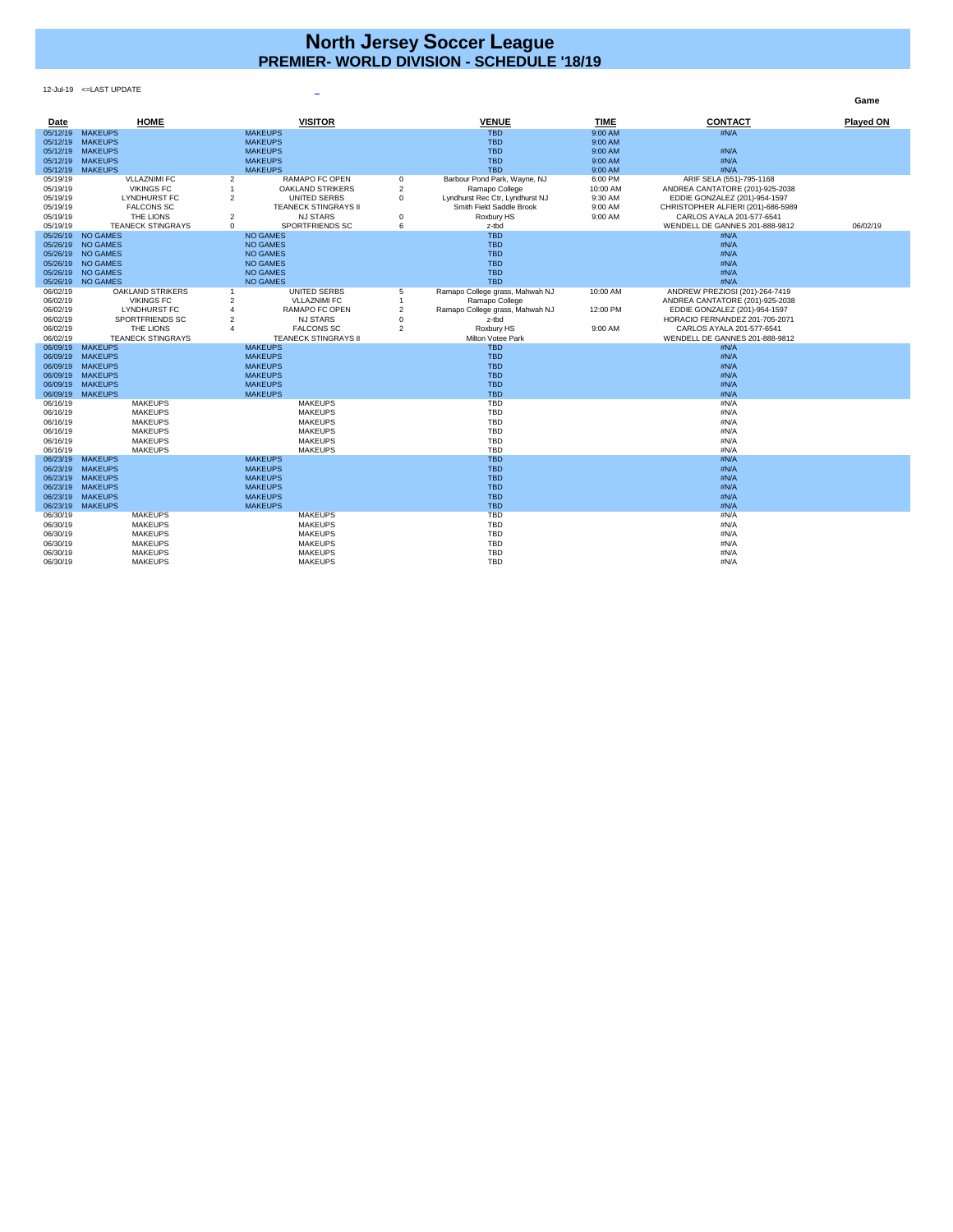# North Jersey Soccer League
## PREMIER- WORLD DIVISION - SCHEDULE '18/19

12-Jul-19 <=LAST UPDATE

| Date | HOME | | VISITOR | | VENUE | TIME | CONTACT | Game Played ON |
|---|---|---|---|---|---|---|---|---|
| 05/12/19 | MAKEUPS | | MAKEUPS | | TBD | 9:00 AM | #N/A | |
| 05/12/19 | MAKEUPS | | MAKEUPS | | TBD | 9:00 AM | | |
| 05/12/19 | MAKEUPS | | MAKEUPS | | TBD | 9:00 AM | #N/A | |
| 05/12/19 | MAKEUPS | | MAKEUPS | | TBD | 9:00 AM | #N/A | |
| 05/12/19 | MAKEUPS | | MAKEUPS | | TBD | 9:00 AM | #N/A | |
| 05/19/19 | VLLAZNIMI FC | 2 | RAMAPO FC OPEN | 0 | Barbour Pond Park, Wayne, NJ | 6:00 PM | ARIF SELA (551)-795-1168 | |
| 05/19/19 | VIKINGS FC | 1 | OAKLAND STRIKERS | 2 | Ramapo College | 10:00 AM | ANDREA CANTATORE (201)-925-2038 | |
| 05/19/19 | LYNDHURST FC | 2 | UNITED SERBS | 0 | Lyndhurst Rec Ctr, Lyndhurst NJ | 9:30 AM | EDDIE GONZALEZ (201)-954-1597 | |
| 05/19/19 | FALCONS SC | | TEANECK STINGRAYS II | | Smith Field Saddle Brook | 9:00 AM | CHRISTOPHER ALFIERI (201)-686-5989 | |
| 05/19/19 | THE LIONS | 2 | NJ STARS | 0 | Roxbury HS | 9:00 AM | CARLOS AYALA 201-577-6541 | |
| 05/19/19 | TEANECK STINGRAYS | 0 | SPORTFRIENDS SC | 6 | z-tbd | | WENDELL DE GANNES 201-888-9812 | 06/02/19 |
| 05/26/19 | NO GAMES | | NO GAMES | | TBD | | #N/A | |
| 05/26/19 | NO GAMES | | NO GAMES | | TBD | | #N/A | |
| 05/26/19 | NO GAMES | | NO GAMES | | TBD | | #N/A | |
| 05/26/19 | NO GAMES | | NO GAMES | | TBD | | #N/A | |
| 05/26/19 | NO GAMES | | NO GAMES | | TBD | | #N/A | |
| 05/26/19 | NO GAMES | | NO GAMES | | TBD | | #N/A | |
| 06/02/19 | OAKLAND STRIKERS | 1 | UNITED SERBS | 5 | Ramapo College grass, Mahwah NJ | 10:00 AM | ANDREW PREZIOSI (201)-264-7419 | |
| 06/02/19 | VIKINGS FC | 2 | VLLAZNIMI FC | 1 | Ramapo College | | ANDREA CANTATORE (201)-925-2038 | |
| 06/02/19 | LYNDHURST FC | 4 | RAMAPO FC OPEN | 2 | Ramapo College grass, Mahwah NJ | 12:00 PM | EDDIE GONZALEZ (201)-954-1597 | |
| 06/02/19 | SPORTFRIENDS SC | 2 | NJ STARS | 0 | z-tbd | | HORACIO FERNANDEZ 201-705-2071 | |
| 06/02/19 | THE LIONS | 4 | FALCONS SC | 2 | Roxbury HS | 9:00 AM | CARLOS AYALA 201-577-6541 | |
| 06/02/19 | TEANECK STINGRAYS | | TEANECK STINGRAYS II | | Milton Votee Park | | WENDELL DE GANNES 201-888-9812 | |
| 06/09/19 | MAKEUPS | | MAKEUPS | | TBD | | #N/A | |
| 06/09/19 | MAKEUPS | | MAKEUPS | | TBD | | #N/A | |
| 06/09/19 | MAKEUPS | | MAKEUPS | | TBD | | #N/A | |
| 06/09/19 | MAKEUPS | | MAKEUPS | | TBD | | #N/A | |
| 06/09/19 | MAKEUPS | | MAKEUPS | | TBD | | #N/A | |
| 06/09/19 | MAKEUPS | | MAKEUPS | | TBD | | #N/A | |
| 06/16/19 | MAKEUPS | | MAKEUPS | | TBD | | #N/A | |
| 06/16/19 | MAKEUPS | | MAKEUPS | | TBD | | #N/A | |
| 06/16/19 | MAKEUPS | | MAKEUPS | | TBD | | #N/A | |
| 06/16/19 | MAKEUPS | | MAKEUPS | | TBD | | #N/A | |
| 06/16/19 | MAKEUPS | | MAKEUPS | | TBD | | #N/A | |
| 06/16/19 | MAKEUPS | | MAKEUPS | | TBD | | #N/A | |
| 06/23/19 | MAKEUPS | | MAKEUPS | | TBD | | #N/A | |
| 06/23/19 | MAKEUPS | | MAKEUPS | | TBD | | #N/A | |
| 06/23/19 | MAKEUPS | | MAKEUPS | | TBD | | #N/A | |
| 06/23/19 | MAKEUPS | | MAKEUPS | | TBD | | #N/A | |
| 06/23/19 | MAKEUPS | | MAKEUPS | | TBD | | #N/A | |
| 06/23/19 | MAKEUPS | | MAKEUPS | | TBD | | #N/A | |
| 06/30/19 | MAKEUPS | | MAKEUPS | | TBD | | #N/A | |
| 06/30/19 | MAKEUPS | | MAKEUPS | | TBD | | #N/A | |
| 06/30/19 | MAKEUPS | | MAKEUPS | | TBD | | #N/A | |
| 06/30/19 | MAKEUPS | | MAKEUPS | | TBD | | #N/A | |
| 06/30/19 | MAKEUPS | | MAKEUPS | | TBD | | #N/A | |
| 06/30/19 | MAKEUPS | | MAKEUPS | | TBD | | #N/A | |